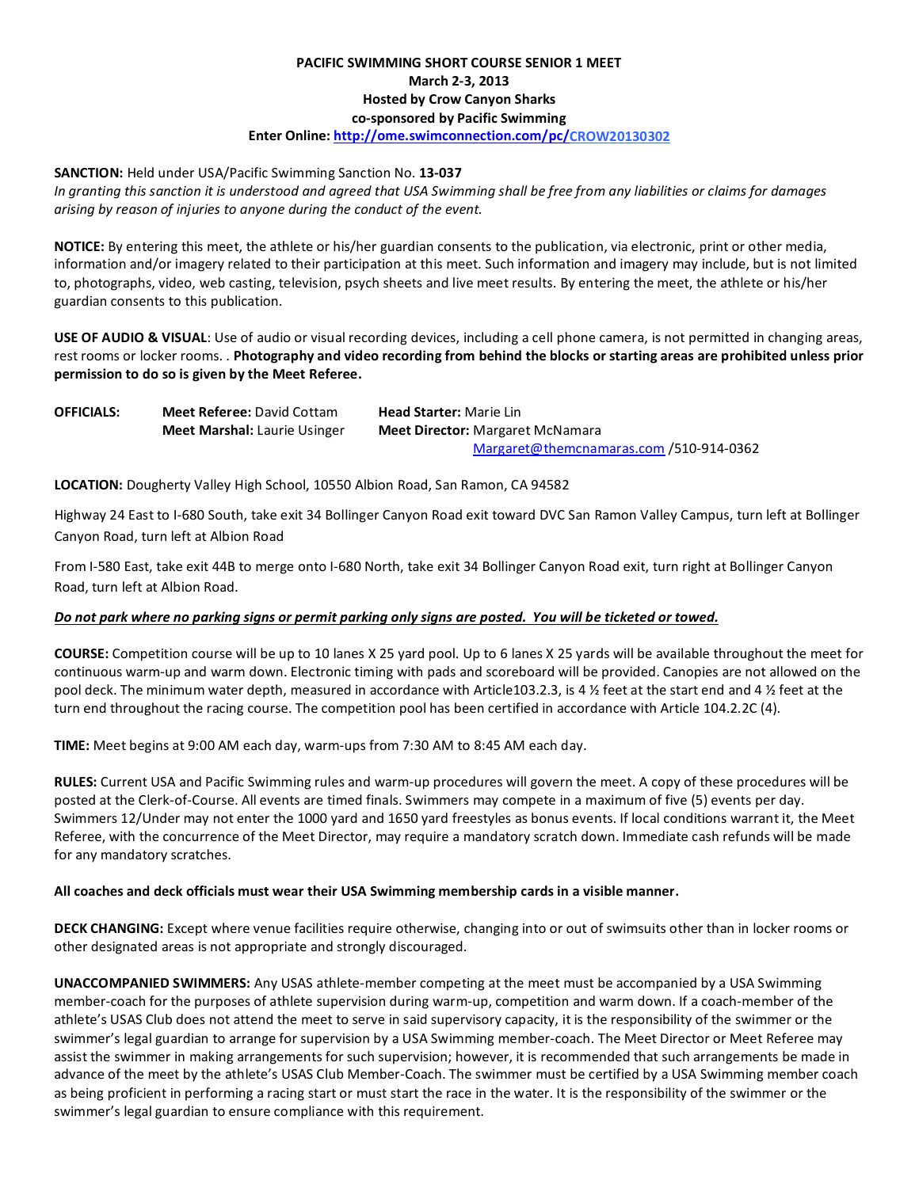# PACIFIC SWIMMING SHORT COURSE SENIOR 1 MEET

**March 2-3, 2013**
**Hosted by Crow Canyon Sharks**
**co-sponsored by Pacific Swimming**
**Enter Online: http://ome.swimconnection.com/pc/CROW20130302**

**SANCTION:** Held under USA/Pacific Swimming Sanction No. **13-037**
*In granting this sanction it is understood and agreed that USA Swimming shall be free from any liabilities or claims for damages arising by reason of injuries to anyone during the conduct of the event.*

**NOTICE:** By entering this meet, the athlete or his/her guardian consents to the publication, via electronic, print or other media, information and/or imagery related to their participation at this meet. Such information and imagery may include, but is not limited to, photographs, video, web casting, television, psych sheets and live meet results. By entering the meet, the athlete or his/her guardian consents to this publication.

**USE OF AUDIO & VISUAL**: Use of audio or visual recording devices, including a cell phone camera, is not permitted in changing areas, rest rooms or locker rooms. . **Photography and video recording from behind the blocks or starting areas are prohibited unless prior permission to do so is given by the Meet Referee.**

**OFFICIALS:**
**Meet Referee:** David Cottam
**Head Starter:** Marie Lin
**Meet Marshal:** Laurie Usinger
**Meet Director:** Margaret McNamara
Margaret@themcnamaras.com /510-914-0362

**LOCATION:** Dougherty Valley High School, 10550 Albion Road, San Ramon, CA 94582

Highway 24 East to I-680 South, take exit 34 Bollinger Canyon Road exit toward DVC San Ramon Valley Campus, turn left at Bollinger Canyon Road, turn left at Albion Road

From I-580 East, take exit 44B to merge onto I-680 North, take exit 34 Bollinger Canyon Road exit, turn right at Bollinger Canyon Road, turn left at Albion Road.

***Do not park where no parking signs or permit parking only signs are posted. You will be ticketed or towed.***

**COURSE:** Competition course will be up to 10 lanes X 25 yard pool. Up to 6 lanes X 25 yards will be available throughout the meet for continuous warm-up and warm down. Electronic timing with pads and scoreboard will be provided. Canopies are not allowed on the pool deck. The minimum water depth, measured in accordance with Article103.2.3, is 4 ½ feet at the start end and 4 ½ feet at the turn end throughout the racing course. The competition pool has been certified in accordance with Article 104.2.2C (4).

**TIME:** Meet begins at 9:00 AM each day, warm-ups from 7:30 AM to 8:45 AM each day.

**RULES:** Current USA and Pacific Swimming rules and warm-up procedures will govern the meet. A copy of these procedures will be posted at the Clerk-of-Course. All events are timed finals. Swimmers may compete in a maximum of five (5) events per day. Swimmers 12/Under may not enter the 1000 yard and 1650 yard freestyles as bonus events. If local conditions warrant it, the Meet Referee, with the concurrence of the Meet Director, may require a mandatory scratch down. Immediate cash refunds will be made for any mandatory scratches.

**All coaches and deck officials must wear their USA Swimming membership cards in a visible manner.**

**DECK CHANGING:** Except where venue facilities require otherwise, changing into or out of swimsuits other than in locker rooms or other designated areas is not appropriate and strongly discouraged.

**UNACCOMPANIED SWIMMERS:** Any USAS athlete-member competing at the meet must be accompanied by a USA Swimming member-coach for the purposes of athlete supervision during warm-up, competition and warm down. If a coach-member of the athlete's USAS Club does not attend the meet to serve in said supervisory capacity, it is the responsibility of the swimmer or the swimmer's legal guardian to arrange for supervision by a USA Swimming member-coach. The Meet Director or Meet Referee may assist the swimmer in making arrangements for such supervision; however, it is recommended that such arrangements be made in advance of the meet by the athlete's USAS Club Member-Coach. The swimmer must be certified by a USA Swimming member coach as being proficient in performing a racing start or must start the race in the water. It is the responsibility of the swimmer or the swimmer's legal guardian to ensure compliance with this requirement.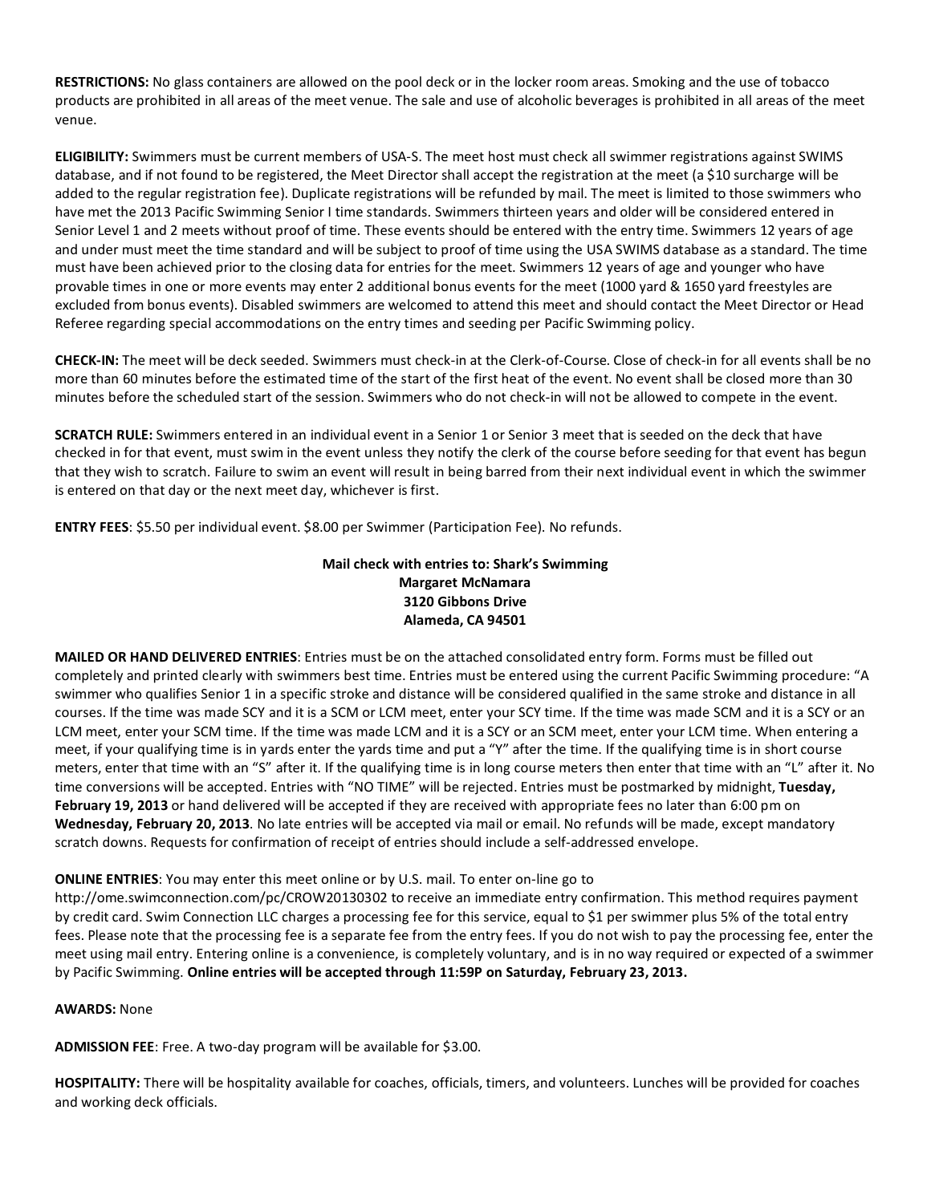**RESTRICTIONS:** No glass containers are allowed on the pool deck or in the locker room areas. Smoking and the use of tobacco products are prohibited in all areas of the meet venue. The sale and use of alcoholic beverages is prohibited in all areas of the meet venue.

**ELIGIBILITY:** Swimmers must be current members of USA-S. The meet host must check all swimmer registrations against SWIMS database, and if not found to be registered, the Meet Director shall accept the registration at the meet (a $10 surcharge will be added to the regular registration fee). Duplicate registrations will be refunded by mail. The meet is limited to those swimmers who have met the 2013 Pacific Swimming Senior I time standards. Swimmers thirteen years and older will be considered entered in Senior Level 1 and 2 meets without proof of time. These events should be entered with the entry time. Swimmers 12 years of age and under must meet the time standard and will be subject to proof of time using the USA SWIMS database as a standard. The time must have been achieved prior to the closing data for entries for the meet. Swimmers 12 years of age and younger who have provable times in one or more events may enter 2 additional bonus events for the meet (1000 yard & 1650 yard freestyles are excluded from bonus events). Disabled swimmers are welcomed to attend this meet and should contact the Meet Director or Head Referee regarding special accommodations on the entry times and seeding per Pacific Swimming policy.

**CHECK-IN:** The meet will be deck seeded. Swimmers must check-in at the Clerk-of-Course. Close of check-in for all events shall be no more than 60 minutes before the estimated time of the start of the first heat of the event. No event shall be closed more than 30 minutes before the scheduled start of the session. Swimmers who do not check-in will not be allowed to compete in the event.

**SCRATCH RULE:** Swimmers entered in an individual event in a Senior 1 or Senior 3 meet that is seeded on the deck that have checked in for that event, must swim in the event unless they notify the clerk of the course before seeding for that event has begun that they wish to scratch. Failure to swim an event will result in being barred from their next individual event in which the swimmer is entered on that day or the next meet day, whichever is first.

**ENTRY FEES**: $5.50 per individual event. $8.00 per Swimmer (Participation Fee). No refunds.

**Mail check with entries to: Shark's Swimming**
**Margaret McNamara**
**3120 Gibbons Drive**
**Alameda, CA 94501**

**MAILED OR HAND DELIVERED ENTRIES**: Entries must be on the attached consolidated entry form. Forms must be filled out completely and printed clearly with swimmers best time. Entries must be entered using the current Pacific Swimming procedure: "A swimmer who qualifies Senior 1 in a specific stroke and distance will be considered qualified in the same stroke and distance in all courses. If the time was made SCY and it is a SCM or LCM meet, enter your SCY time. If the time was made SCM and it is a SCY or an LCM meet, enter your SCM time. If the time was made LCM and it is a SCY or an SCM meet, enter your LCM time. When entering a meet, if your qualifying time is in yards enter the yards time and put a "Y" after the time. If the qualifying time is in short course meters, enter that time with an "S" after it. If the qualifying time is in long course meters then enter that time with an "L" after it. No time conversions will be accepted. Entries with "NO TIME" will be rejected. Entries must be postmarked by midnight, **Tuesday, February 19, 2013** or hand delivered will be accepted if they are received with appropriate fees no later than 6:00 pm on **Wednesday, February 20, 2013**. No late entries will be accepted via mail or email. No refunds will be made, except mandatory scratch downs. Requests for confirmation of receipt of entries should include a self-addressed envelope.

**ONLINE ENTRIES**: You may enter this meet online or by U.S. mail. To enter on-line go to http://ome.swimconnection.com/pc/CROW20130302 to receive an immediate entry confirmation. This method requires payment by credit card. Swim Connection LLC charges a processing fee for this service, equal to $1 per swimmer plus 5% of the total entry fees. Please note that the processing fee is a separate fee from the entry fees. If you do not wish to pay the processing fee, enter the meet using mail entry. Entering online is a convenience, is completely voluntary, and is in no way required or expected of a swimmer by Pacific Swimming. **Online entries will be accepted through 11:59P on Saturday, February 23, 2013.**

**AWARDS:** None

**ADMISSION FEE**: Free. A two-day program will be available for $3.00.

**HOSPITALITY:** There will be hospitality available for coaches, officials, timers, and volunteers. Lunches will be provided for coaches and working deck officials.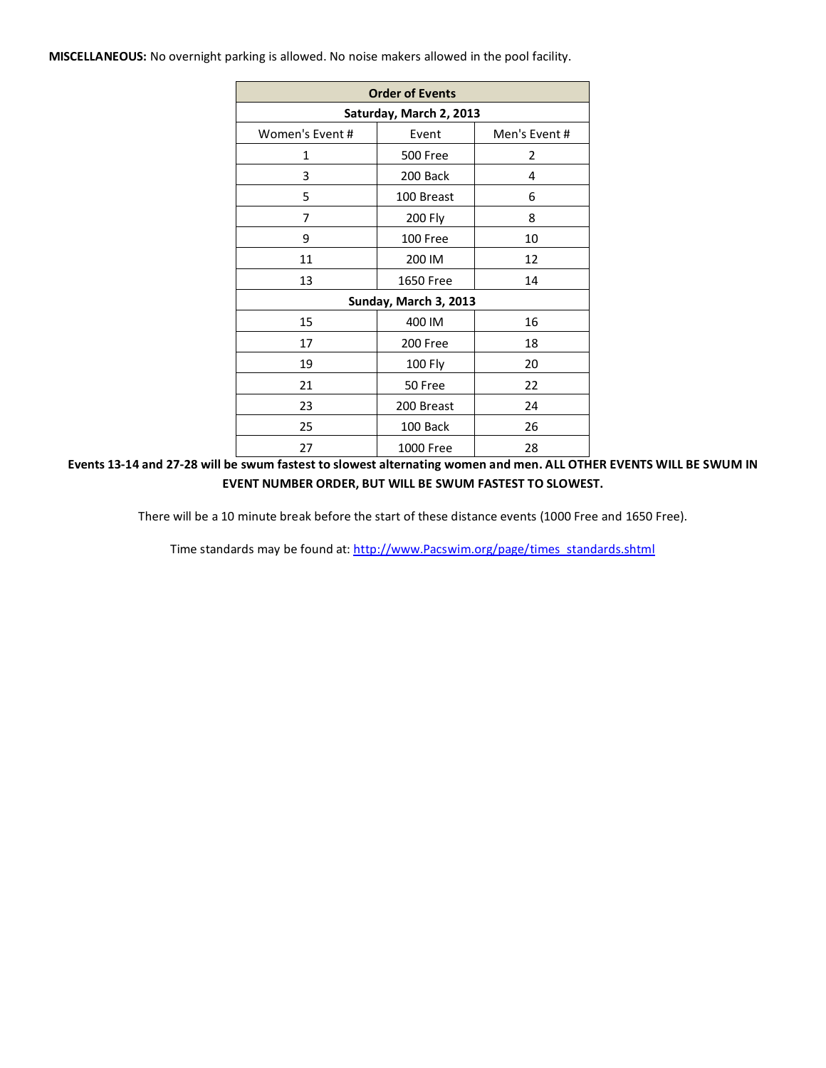**MISCELLANEOUS:** No overnight parking is allowed. No noise makers allowed in the pool facility.

| Order of Events | | |
|---|---|---|
| **Saturday, March 2, 2013** | | |
| Women's Event # | Event | Men's Event # |
| 1 | 500 Free | 2 |
| 3 | 200 Back | 4 |
| 5 | 100 Breast | 6 |
| 7 | 200 Fly | 8 |
| 9 | 100 Free | 10 |
| 11 | 200 IM | 12 |
| 13 | 1650 Free | 14 |
| **Sunday, March 3, 2013** | | |
| 15 | 400 IM | 16 |
| 17 | 200 Free | 18 |
| 19 | 100 Fly | 20 |
| 21 | 50 Free | 22 |
| 23 | 200 Breast | 24 |
| 25 | 100 Back | 26 |
| 27 | 1000 Free | 28 |

**Events 13-14 and 27-28 will be swum fastest to slowest alternating women and men. ALL OTHER EVENTS WILL BE SWUM IN EVENT NUMBER ORDER, BUT WILL BE SWUM FASTEST TO SLOWEST.**

There will be a 10 minute break before the start of these distance events (1000 Free and 1650 Free).

Time standards may be found at: http://www.Pacswim.org/page/times_standards.shtml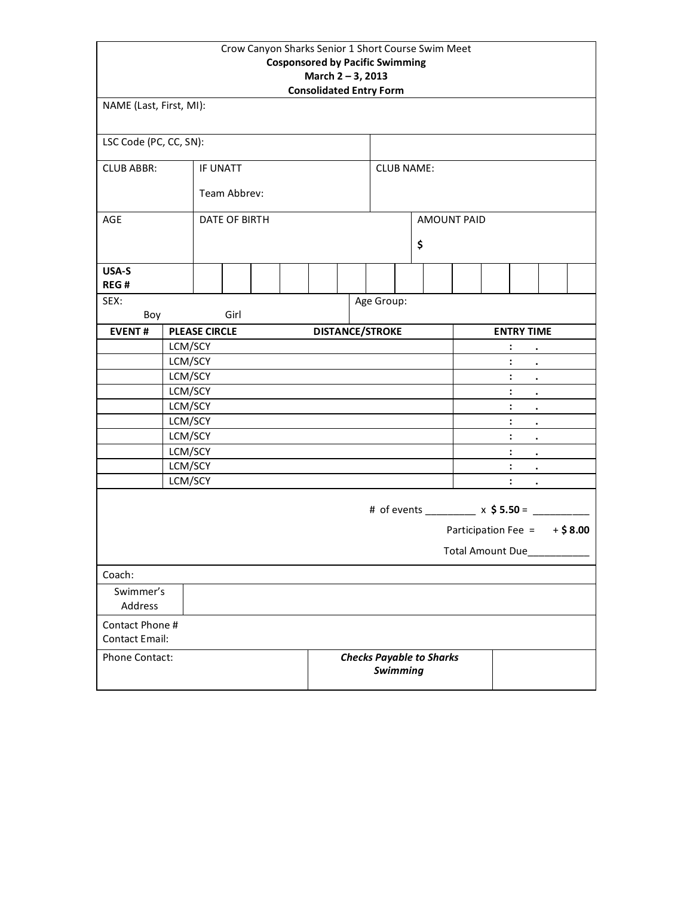Crow Canyon Sharks Senior 1 Short Course Swim Meet

**Cosponsored by Pacific Swimming**

**March 2 – 3, 2013**

**Consolidated Entry Form**

NAME (Last, First, MI):

LSC Code (PC, CC, SN):

| | | |
|---|---|---|
| CLUB ABBR: | IF UNATT<br>Team Abbrev: | CLUB NAME: |
| AGE | DATE OF BIRTH | AMOUNT PAID<br>$ |

| | | | | | | | | | | | | | |
|---|---|---|---|---|---|---|---|---|---|---|---|---|---|
| **USA-S REG #** | | | | | | | | | | | | | |

SEX: Boy Girl

Age Group:

| **EVENT #** | **PLEASE CIRCLE** | **DISTANCE/STROKE** | **ENTRY TIME** |
|---|---|---|---|
| | LCM/SCY | | : . |
| | LCM/SCY | | : . |
| | LCM/SCY | | : . |
| | LCM/SCY | | : . |
| | LCM/SCY | | : . |
| | LCM/SCY | | : . |
| | LCM/SCY | | : . |
| | LCM/SCY | | : . |
| | LCM/SCY | | : . |
| | LCM/SCY | | : . |

\# of events _________ x **$ 5.50** = __________

Participation Fee = + **$ 8.00**

Total Amount Due___________

Coach:

Swimmer's Address

Contact Phone #
Contact Email:

Phone Contact:

***Checks Payable to Sharks Swimming***